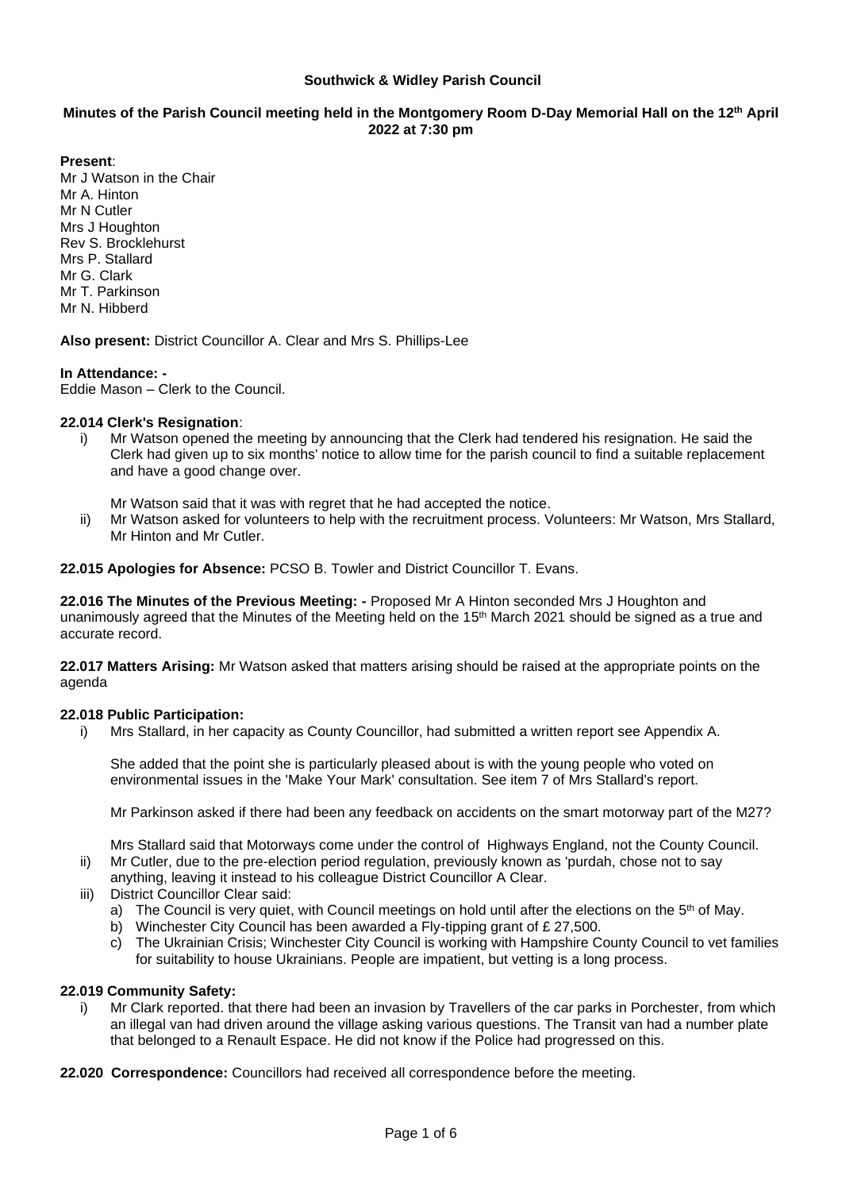**Southwick & Widley Parish Council**

**Minutes of the Parish Council meeting held in the Montgomery Room D-Day Memorial Hall on the 12th April 2022 at 7:30 pm**

**Present**:
Mr J Watson in the Chair
Mr A. Hinton
Mr N Cutler
Mrs J Houghton
Rev S. Brocklehurst
Mrs P. Stallard
Mr G. Clark
Mr T. Parkinson
Mr N. Hibberd

**Also present:** District Councillor A. Clear and Mrs S. Phillips-Lee

**In Attendance: -**
Eddie Mason – Clerk to the Council.

**22.014 Clerk's Resignation**:

i) Mr Watson opened the meeting by announcing that the Clerk had tendered his resignation. He said the Clerk had given up to six months' notice to allow time for the parish council to find a suitable replacement and have a good change over.

   Mr Watson said that it was with regret that he had accepted the notice.

ii) Mr Watson asked for volunteers to help with the recruitment process. Volunteers: Mr Watson, Mrs Stallard, Mr Hinton and Mr Cutler.

**22.015 Apologies for Absence:** PCSO B. Towler and District Councillor T. Evans.

**22.016 The Minutes of the Previous Meeting: -** Proposed Mr A Hinton seconded Mrs J Houghton and unanimously agreed that the Minutes of the Meeting held on the 15th March 2021 should be signed as a true and accurate record.

**22.017 Matters Arising:** Mr Watson asked that matters arising should be raised at the appropriate points on the agenda

**22.018 Public Participation:**

i) Mrs Stallard, in her capacity as County Councillor, had submitted a written report see Appendix A.

   She added that the point she is particularly pleased about is with the young people who voted on environmental issues in the 'Make Your Mark' consultation. See item 7 of Mrs Stallard's report.

   Mr Parkinson asked if there had been any feedback on accidents on the smart motorway part of the M27?

   Mrs Stallard said that Motorways come under the control of Highways England, not the County Council.

ii) Mr Cutler, due to the pre-election period regulation, previously known as 'purdah, chose not to say anything, leaving it instead to his colleague District Councillor A Clear.

iii) District Councillor Clear said:
   a) The Council is very quiet, with Council meetings on hold until after the elections on the 5th of May.
   b) Winchester City Council has been awarded a Fly-tipping grant of £ 27,500.
   c) The Ukrainian Crisis; Winchester City Council is working with Hampshire County Council to vet families for suitability to house Ukrainians. People are impatient, but vetting is a long process.

**22.019 Community Safety:**

i) Mr Clark reported. that there had been an invasion by Travellers of the car parks in Porchester, from which an illegal van had driven around the village asking various questions. The Transit van had a number plate that belonged to a Renault Espace. He did not know if the Police had progressed on this.

**22.020 Correspondence:** Councillors had received all correspondence before the meeting.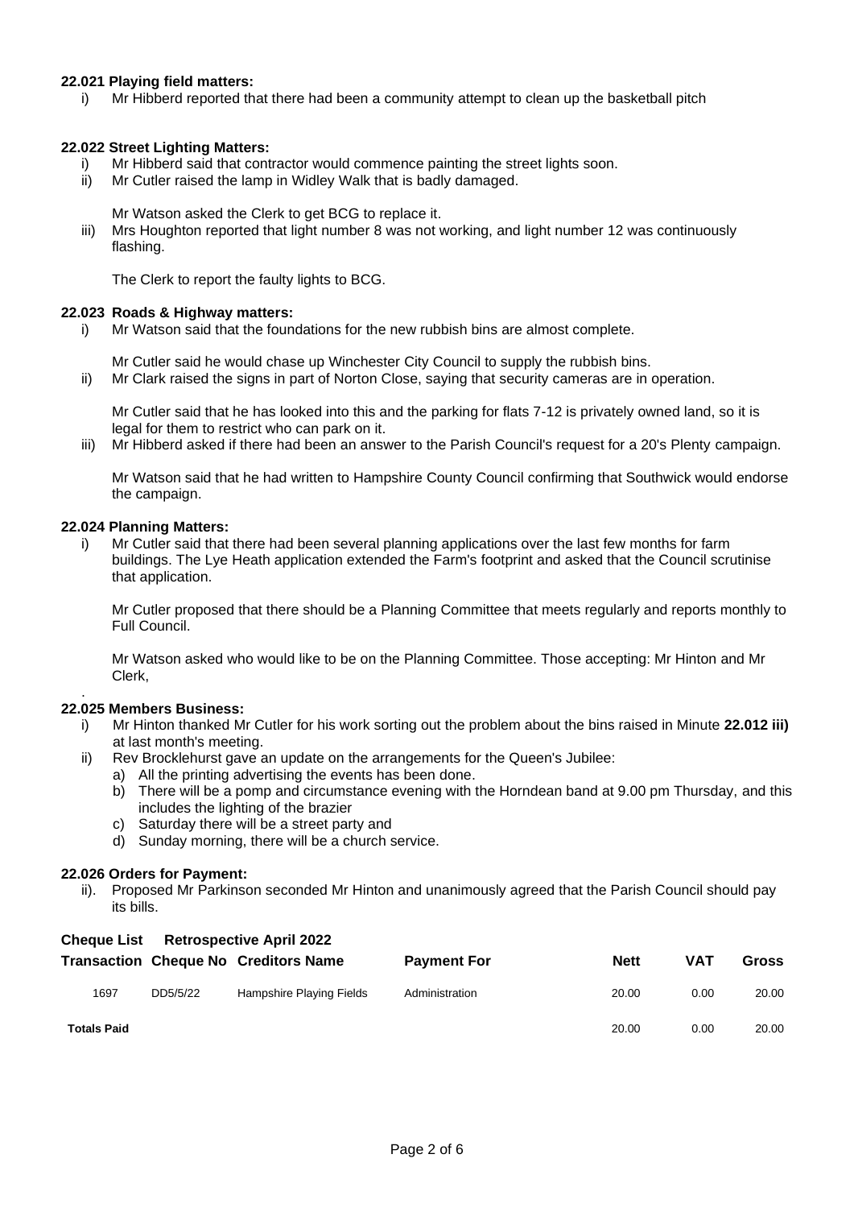**22.021 Playing field matters:**

i) Mr Hibberd reported that there had been a community attempt to clean up the basketball pitch

**22.022 Street Lighting Matters:**

i) Mr Hibberd said that contractor would commence painting the street lights soon.

ii) Mr Cutler raised the lamp in Widley Walk that is badly damaged.

Mr Watson asked the Clerk to get BCG to replace it.

iii) Mrs Houghton reported that light number 8 was not working, and light number 12 was continuously flashing.

The Clerk to report the faulty lights to BCG.

**22.023 Roads & Highway matters:**

i) Mr Watson said that the foundations for the new rubbish bins are almost complete.

Mr Cutler said he would chase up Winchester City Council to supply the rubbish bins.

ii) Mr Clark raised the signs in part of Norton Close, saying that security cameras are in operation.

Mr Cutler said that he has looked into this and the parking for flats 7-12 is privately owned land, so it is legal for them to restrict who can park on it.

iii) Mr Hibberd asked if there had been an answer to the Parish Council's request for a 20's Plenty campaign.

Mr Watson said that he had written to Hampshire County Council confirming that Southwick would endorse the campaign.

**22.024 Planning Matters:**

i) Mr Cutler said that there had been several planning applications over the last few months for farm buildings. The Lye Heath application extended the Farm's footprint and asked that the Council scrutinise that application.

Mr Cutler proposed that there should be a Planning Committee that meets regularly and reports monthly to Full Council.

Mr Watson asked who would like to be on the Planning Committee. Those accepting: Mr Hinton and Mr Clerk,

.

**22.025 Members Business:**

i) Mr Hinton thanked Mr Cutler for his work sorting out the problem about the bins raised in Minute **22.012 iii)** at last month's meeting.

ii) Rev Brocklehurst gave an update on the arrangements for the Queen's Jubilee:

a) All the printing advertising the events has been done.

b) There will be a pomp and circumstance evening with the Horndean band at 9.00 pm Thursday, and this includes the lighting of the brazier

c) Saturday there will be a street party and

d) Sunday morning, there will be a church service.

**22.026 Orders for Payment:**

ii). Proposed Mr Parkinson seconded Mr Hinton and unanimously agreed that the Parish Council should pay its bills.

**Cheque List Retrospective April 2022**

| Transaction | Cheque No | Creditors Name | Payment For | Nett | VAT | Gross |
|---|---|---|---|---|---|---|
| 1697 | DD5/5/22 | Hampshire Playing Fields | Administration | 20.00 | 0.00 | 20.00 |
| **Totals Paid** | | | | 20.00 | 0.00 | 20.00 |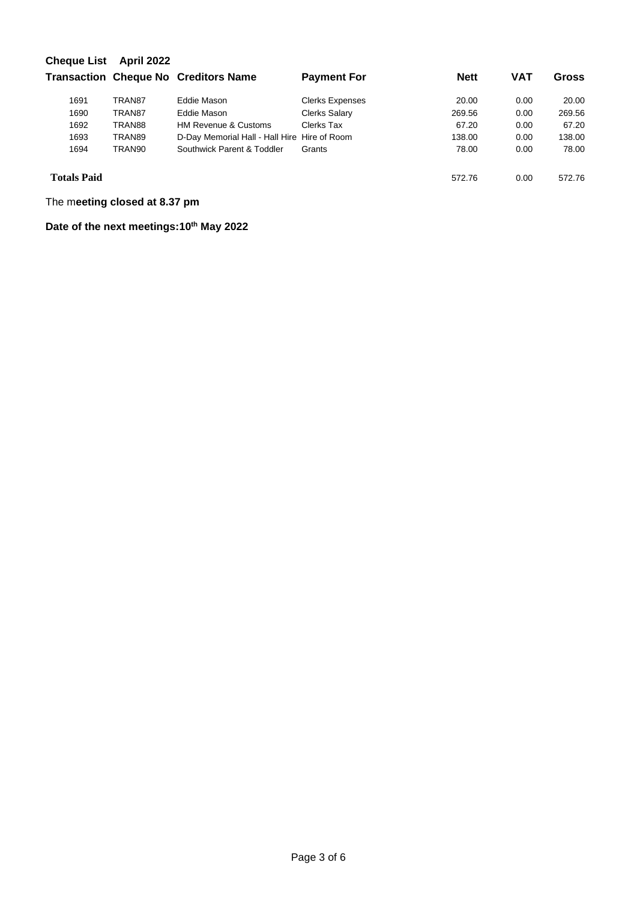**Cheque List April 2022**

| Transaction | Cheque No | Creditors Name | Payment For | Nett | VAT | Gross |
|---|---|---|---|---|---|---|
| 1691 | TRAN87 | Eddie Mason | Clerks Expenses | 20.00 | 0.00 | 20.00 |
| 1690 | TRAN87 | Eddie Mason | Clerks Salary | 269.56 | 0.00 | 269.56 |
| 1692 | TRAN88 | HM Revenue & Customs | Clerks Tax | 67.20 | 0.00 | 67.20 |
| 1693 | TRAN89 | D-Day Memorial Hall - Hall Hire | Hire of Room | 138.00 | 0.00 | 138.00 |
| 1694 | TRAN90 | Southwick Parent & Toddler | Grants | 78.00 | 0.00 | 78.00 |
| **Totals Paid** | | | | 572.76 | 0.00 | 572.76 |

The m**eeting closed at 8.37 pm**

**Date of the next meetings:10th May 2022**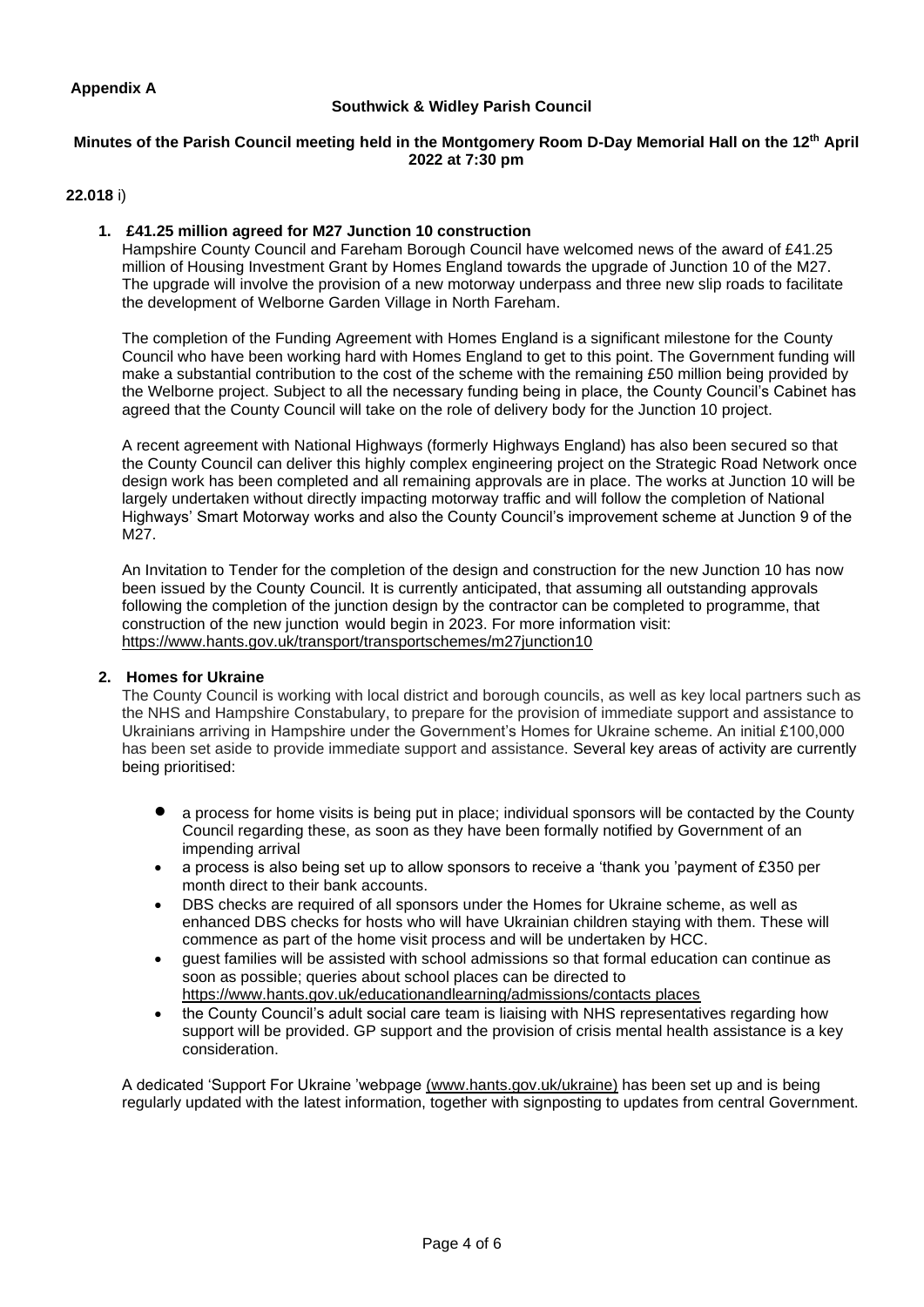**Appendix A**

**Southwick & Widley Parish Council**

**Minutes of the Parish Council meeting held in the Montgomery Room D-Day Memorial Hall on the 12th April 2022 at 7:30 pm**

**22.018** i)

1. **£41.25 million agreed for M27 Junction 10 construction**

Hampshire County Council and Fareham Borough Council have welcomed news of the award of £41.25 million of Housing Investment Grant by Homes England towards the upgrade of Junction 10 of the M27. The upgrade will involve the provision of a new motorway underpass and three new slip roads to facilitate the development of Welborne Garden Village in North Fareham.

The completion of the Funding Agreement with Homes England is a significant milestone for the County Council who have been working hard with Homes England to get to this point. The Government funding will make a substantial contribution to the cost of the scheme with the remaining £50 million being provided by the Welborne project. Subject to all the necessary funding being in place, the County Council's Cabinet has agreed that the County Council will take on the role of delivery body for the Junction 10 project.

A recent agreement with National Highways (formerly Highways England) has also been secured so that the County Council can deliver this highly complex engineering project on the Strategic Road Network once design work has been completed and all remaining approvals are in place. The works at Junction 10 will be largely undertaken without directly impacting motorway traffic and will follow the completion of National Highways' Smart Motorway works and also the County Council's improvement scheme at Junction 9 of the M27.

An Invitation to Tender for the completion of the design and construction for the new Junction 10 has now been issued by the County Council. It is currently anticipated, that assuming all outstanding approvals following the completion of the junction design by the contractor can be completed to programme, that construction of the new junction would begin in 2023. For more information visit: https://www.hants.gov.uk/transport/transportschemes/m27junction10

2. **Homes for Ukraine**

The County Council is working with local district and borough councils, as well as key local partners such as the NHS and Hampshire Constabulary, to prepare for the provision of immediate support and assistance to Ukrainians arriving in Hampshire under the Government's Homes for Ukraine scheme. An initial £100,000 has been set aside to provide immediate support and assistance. Several key areas of activity are currently being prioritised:

- a process for home visits is being put in place; individual sponsors will be contacted by the County Council regarding these, as soon as they have been formally notified by Government of an impending arrival
- a process is also being set up to allow sponsors to receive a 'thank you 'payment of £350 per month direct to their bank accounts.
- DBS checks are required of all sponsors under the Homes for Ukraine scheme, as well as enhanced DBS checks for hosts who will have Ukrainian children staying with them. These will commence as part of the home visit process and will be undertaken by HCC.
- guest families will be assisted with school admissions so that formal education can continue as soon as possible; queries about school places can be directed to https://www.hants.gov.uk/educationandlearning/admissions/contacts places
- the County Council's adult social care team is liaising with NHS representatives regarding how support will be provided. GP support and the provision of crisis mental health assistance is a key consideration.

A dedicated 'Support For Ukraine 'webpage (www.hants.gov.uk/ukraine) has been set up and is being regularly updated with the latest information, together with signposting to updates from central Government.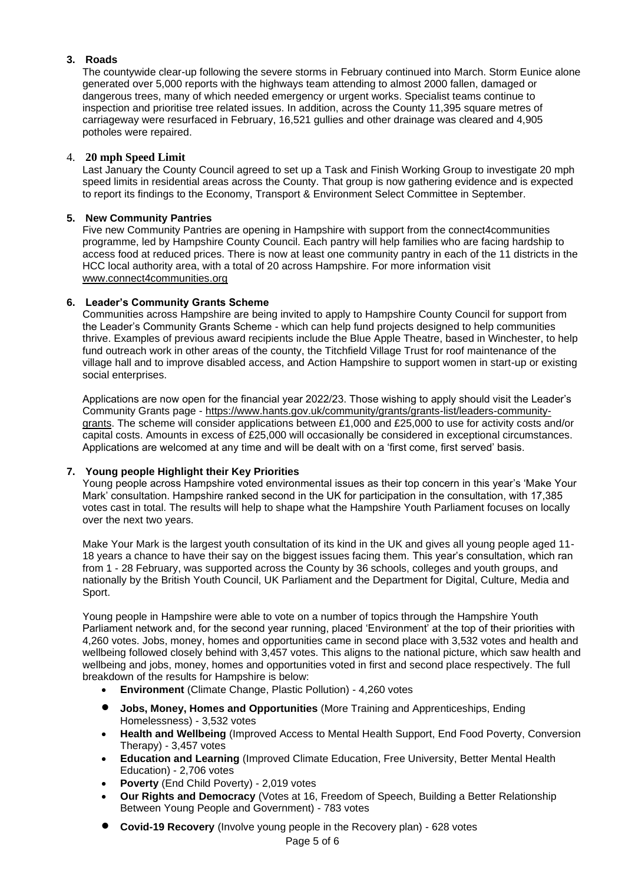### 3. Roads

The countywide clear-up following the severe storms in February continued into March. Storm Eunice alone generated over 5,000 reports with the highways team attending to almost 2000 fallen, damaged or dangerous trees, many of which needed emergency or urgent works. Specialist teams continue to inspection and prioritise tree related issues. In addition, across the County 11,395 square metres of carriageway were resurfaced in February, 16,521 gullies and other drainage was cleared and 4,905 potholes were repaired.

### 4. 20 mph Speed Limit

Last January the County Council agreed to set up a Task and Finish Working Group to investigate 20 mph speed limits in residential areas across the County. That group is now gathering evidence and is expected to report its findings to the Economy, Transport & Environment Select Committee in September.

### 5. New Community Pantries

Five new Community Pantries are opening in Hampshire with support from the connect4communities programme, led by Hampshire County Council. Each pantry will help families who are facing hardship to access food at reduced prices. There is now at least one community pantry in each of the 11 districts in the HCC local authority area, with a total of 20 across Hampshire. For more information visit www.connect4communities.org

### 6. Leader's Community Grants Scheme

Communities across Hampshire are being invited to apply to Hampshire County Council for support from the Leader's Community Grants Scheme - which can help fund projects designed to help communities thrive. Examples of previous award recipients include the Blue Apple Theatre, based in Winchester, to help fund outreach work in other areas of the county, the Titchfield Village Trust for roof maintenance of the village hall and to improve disabled access, and Action Hampshire to support women in start-up or existing social enterprises.

Applications are now open for the financial year 2022/23. Those wishing to apply should visit the Leader's Community Grants page - https://www.hants.gov.uk/community/grants/grants-list/leaders-community-grants. The scheme will consider applications between £1,000 and £25,000 to use for activity costs and/or capital costs. Amounts in excess of £25,000 will occasionally be considered in exceptional circumstances. Applications are welcomed at any time and will be dealt with on a 'first come, first served' basis.

### 7. Young people Highlight their Key Priorities

Young people across Hampshire voted environmental issues as their top concern in this year's 'Make Your Mark' consultation. Hampshire ranked second in the UK for participation in the consultation, with 17,385 votes cast in total. The results will help to shape what the Hampshire Youth Parliament focuses on locally over the next two years.

Make Your Mark is the largest youth consultation of its kind in the UK and gives all young people aged 11-18 years a chance to have their say on the biggest issues facing them. This year's consultation, which ran from 1 - 28 February, was supported across the County by 36 schools, colleges and youth groups, and nationally by the British Youth Council, UK Parliament and the Department for Digital, Culture, Media and Sport.

Young people in Hampshire were able to vote on a number of topics through the Hampshire Youth Parliament network and, for the second year running, placed 'Environment' at the top of their priorities with 4,260 votes. Jobs, money, homes and opportunities came in second place with 3,532 votes and health and wellbeing followed closely behind with 3,457 votes. This aligns to the national picture, which saw health and wellbeing and jobs, money, homes and opportunities voted in first and second place respectively. The full breakdown of the results for Hampshire is below:

- **Environment** (Climate Change, Plastic Pollution) - 4,260 votes
- **Jobs, Money, Homes and Opportunities** (More Training and Apprenticeships, Ending Homelessness) - 3,532 votes
- **Health and Wellbeing** (Improved Access to Mental Health Support, End Food Poverty, Conversion Therapy) - 3,457 votes
- **Education and Learning** (Improved Climate Education, Free University, Better Mental Health Education) - 2,706 votes
- **Poverty** (End Child Poverty) - 2,019 votes
- **Our Rights and Democracy** (Votes at 16, Freedom of Speech, Building a Better Relationship Between Young People and Government) - 783 votes
- **Covid-19 Recovery** (Involve young people in the Recovery plan) - 628 votes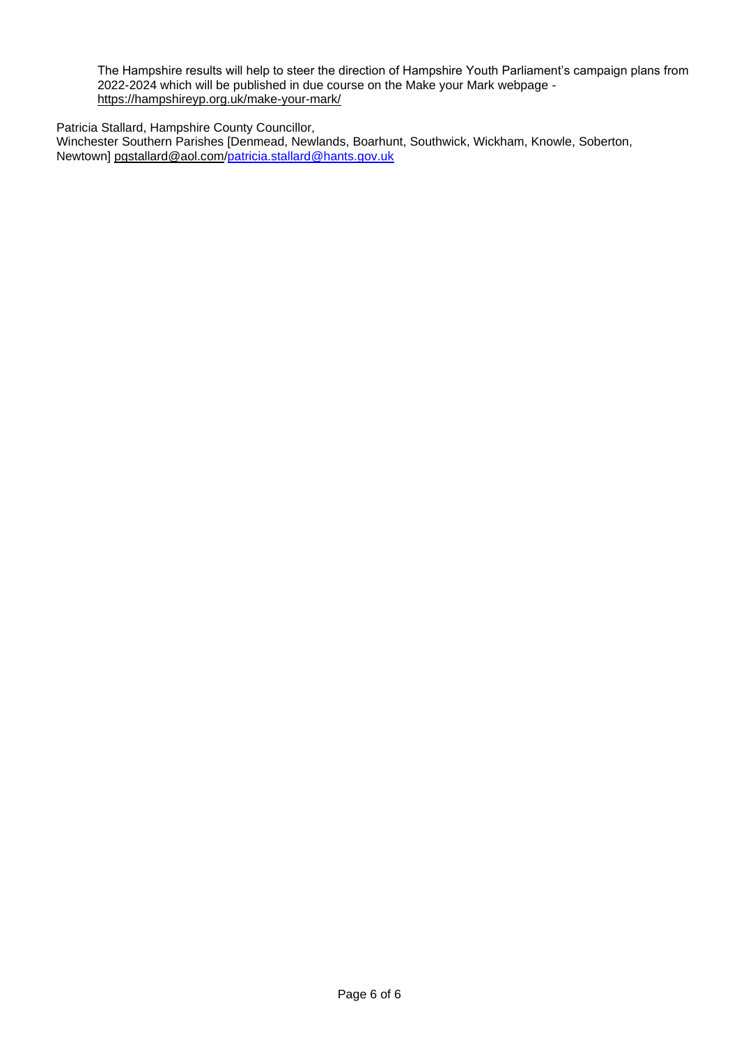The Hampshire results will help to steer the direction of Hampshire Youth Parliament's campaign plans from 2022-2024 which will be published in due course on the Make your Mark webpage - https://hampshireyp.org.uk/make-your-mark/

Patricia Stallard, Hampshire County Councillor,
Winchester Southern Parishes [Denmead, Newlands, Boarhunt, Southwick, Wickham, Knowle, Soberton, Newtown] pgstallard@aol.com/patricia.stallard@hants.gov.uk